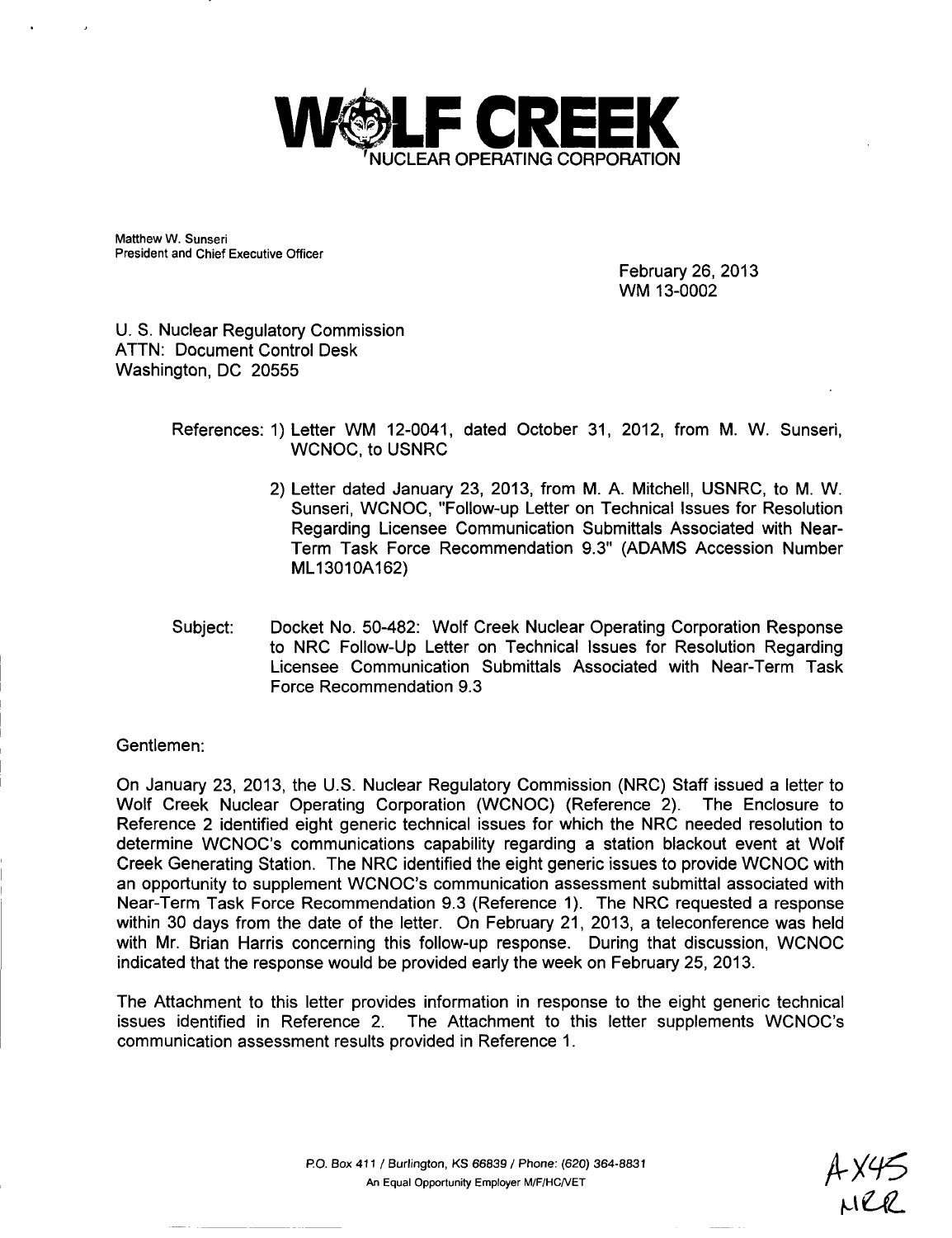# WOLF CREEK
NUCLEAR OPERATING CORPORATION

Matthew W. Sunseri
President and Chief Executive Officer

February 26, 2013
WM 13-0002

U. S. Nuclear Regulatory Commission
ATTN: Document Control Desk
Washington, DC 20555

References: 1) Letter WM 12-0041, dated October 31, 2012, from M. W. Sunseri, WCNOC, to USNRC

2) Letter dated January 23, 2013, from M. A. Mitchell, USNRC, to M. W. Sunseri, WCNOC, "Follow-up Letter on Technical Issues for Resolution Regarding Licensee Communication Submittals Associated with Near-Term Task Force Recommendation 9.3" (ADAMS Accession Number ML13010A162)

Subject: Docket No. 50-482: Wolf Creek Nuclear Operating Corporation Response to NRC Follow-Up Letter on Technical Issues for Resolution Regarding Licensee Communication Submittals Associated with Near-Term Task Force Recommendation 9.3

Gentlemen:

On January 23, 2013, the U.S. Nuclear Regulatory Commission (NRC) Staff issued a letter to Wolf Creek Nuclear Operating Corporation (WCNOC) (Reference 2). The Enclosure to Reference 2 identified eight generic technical issues for which the NRC needed resolution to determine WCNOC's communications capability regarding a station blackout event at Wolf Creek Generating Station. The NRC identified the eight generic issues to provide WCNOC with an opportunity to supplement WCNOC's communication assessment submittal associated with Near-Term Task Force Recommendation 9.3 (Reference 1). The NRC requested a response within 30 days from the date of the letter. On February 21, 2013, a teleconference was held with Mr. Brian Harris concerning this follow-up response. During that discussion, WCNOC indicated that the response would be provided early the week on February 25, 2013.

The Attachment to this letter provides information in response to the eight generic technical issues identified in Reference 2. The Attachment to this letter supplements WCNOC's communication assessment results provided in Reference 1.

P.O. Box 411 / Burlington, KS 66839 / Phone: (620) 364-8831
An Equal Opportunity Employer M/F/HC/VET

A X45
NRR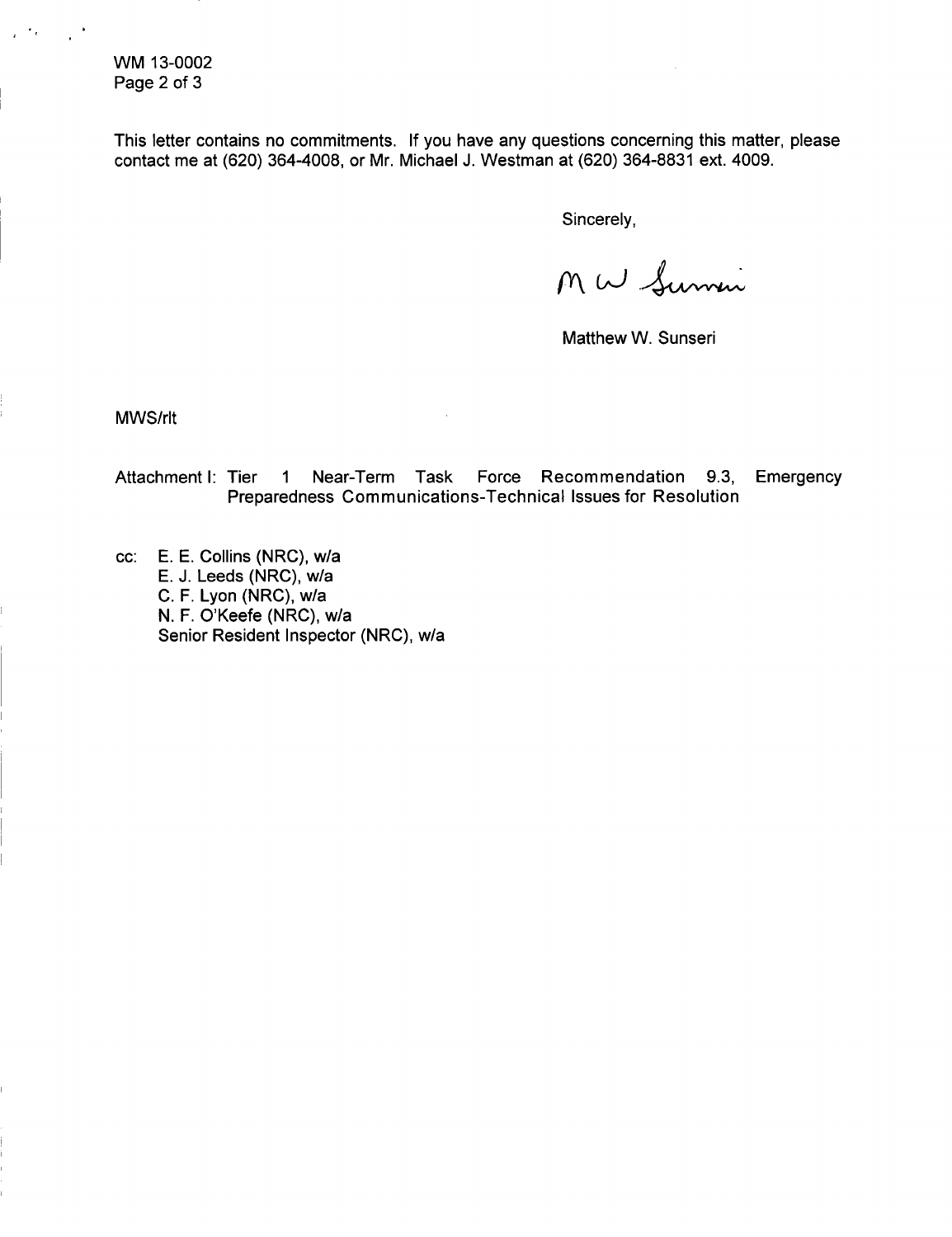This letter contains no commitments. If you have any questions concerning this matter, please contact me at (620) 364-4008, or Mr. Michael J. Westman at (620) 364-8831 ext. 4009.

Sincerely,

Matthew W. Sunseri

MWS/rlt

Attachment I: Tier 1 Near-Term Task Force Recommendation 9.3, Emergency Preparedness Communications-Technical Issues for Resolution

cc: E. E. Collins (NRC), w/a
E. J. Leeds (NRC), w/a
C. F. Lyon (NRC), w/a
N. F. O'Keefe (NRC), w/a
Senior Resident Inspector (NRC), w/a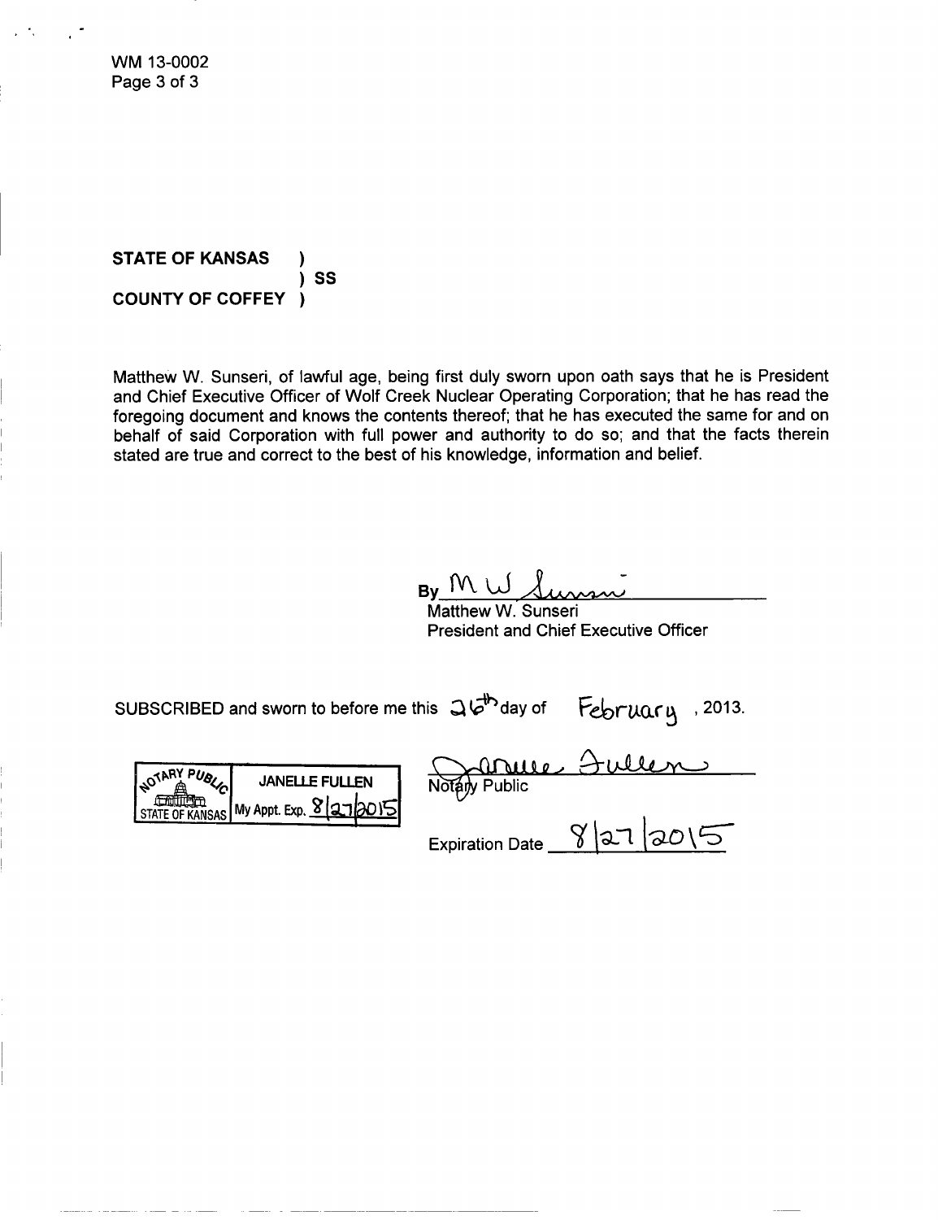WM 13-0002

**STATE OF KANSAS )**
**) SS**
**COUNTY OF COFFEY )**

Matthew W. Sunseri, of lawful age, being first duly sworn upon oath says that he is President and Chief Executive Officer of Wolf Creek Nuclear Operating Corporation; that he has read the foregoing document and knows the contents thereof; that he has executed the same for and on behalf of said Corporation with full power and authority to do so; and that the facts therein stated are true and correct to the best of his knowledge, information and belief.

By M W Sunseri
Matthew W. Sunseri
President and Chief Executive Officer

SUBSCRIBED and sworn to before me this 26th day of February, 2013.

NOTARY PUBLIC STATE OF KANSAS | JANELLE FULLEN | My Appt. Exp. 8/27/2015

Janelle Fullen
Notary Public

Expiration Date 8/27/2015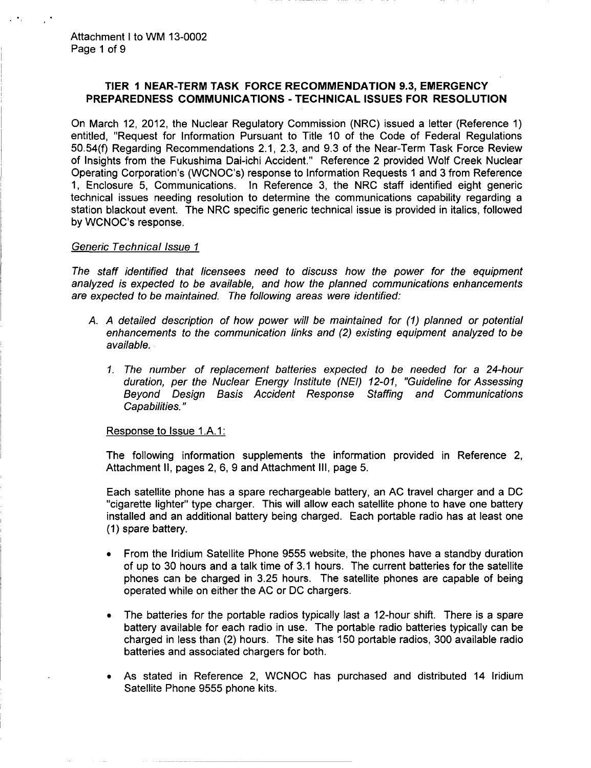## TIER 1 NEAR-TERM TASK FORCE RECOMMENDATION 9.3, EMERGENCY PREPAREDNESS COMMUNICATIONS - TECHNICAL ISSUES FOR RESOLUTION

On March 12, 2012, the Nuclear Regulatory Commission (NRC) issued a letter (Reference 1) entitled, "Request for Information Pursuant to Title 10 of the Code of Federal Regulations 50.54(f) Regarding Recommendations 2.1, 2.3, and 9.3 of the Near-Term Task Force Review of Insights from the Fukushima Dai-ichi Accident." Reference 2 provided Wolf Creek Nuclear Operating Corporation's (WCNOC's) response to Information Requests 1 and 3 from Reference 1, Enclosure 5, Communications. In Reference 3, the NRC staff identified eight generic technical issues needing resolution to determine the communications capability regarding a station blackout event. The NRC specific generic technical issue is provided in italics, followed by WCNOC's response.

### Generic Technical Issue 1

*The staff identified that licensees need to discuss how the power for the equipment analyzed is expected to be available, and how the planned communications enhancements are expected to be maintained. The following areas were identified:*

*A. A detailed description of how power will be maintained for (1) planned or potential enhancements to the communication links and (2) existing equipment analyzed to be available.*

*1. The number of replacement batteries expected to be needed for a 24-hour duration, per the Nuclear Energy Institute (NEI) 12-01, "Guideline for Assessing Beyond Design Basis Accident Response Staffing and Communications Capabilities."*

Response to Issue 1.A.1:

The following information supplements the information provided in Reference 2, Attachment II, pages 2, 6, 9 and Attachment III, page 5.

Each satellite phone has a spare rechargeable battery, an AC travel charger and a DC "cigarette lighter" type charger. This will allow each satellite phone to have one battery installed and an additional battery being charged. Each portable radio has at least one (1) spare battery.

- From the Iridium Satellite Phone 9555 website, the phones have a standby duration of up to 30 hours and a talk time of 3.1 hours. The current batteries for the satellite phones can be charged in 3.25 hours. The satellite phones are capable of being operated while on either the AC or DC chargers.
- The batteries for the portable radios typically last a 12-hour shift. There is a spare battery available for each radio in use. The portable radio batteries typically can be charged in less than (2) hours. The site has 150 portable radios, 300 available radio batteries and associated chargers for both.
- As stated in Reference 2, WCNOC has purchased and distributed 14 Iridium Satellite Phone 9555 phone kits.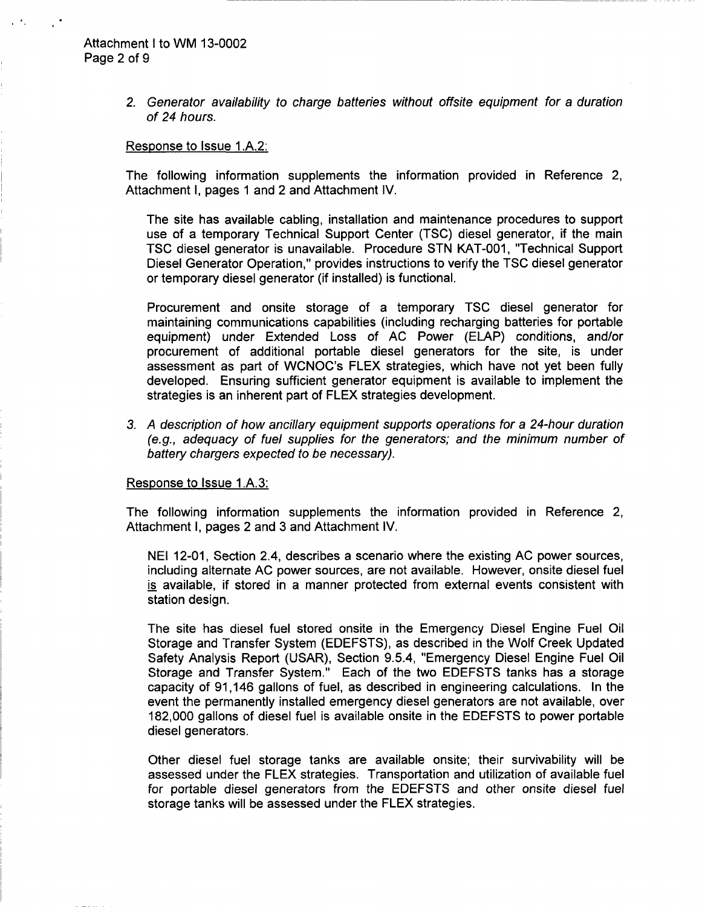2. *Generator availability to charge batteries without offsite equipment for a duration of 24 hours.*

Response to Issue 1.A.2:

The following information supplements the information provided in Reference 2, Attachment I, pages 1 and 2 and Attachment IV.

The site has available cabling, installation and maintenance procedures to support use of a temporary Technical Support Center (TSC) diesel generator, if the main TSC diesel generator is unavailable. Procedure STN KAT-001, "Technical Support Diesel Generator Operation," provides instructions to verify the TSC diesel generator or temporary diesel generator (if installed) is functional.

Procurement and onsite storage of a temporary TSC diesel generator for maintaining communications capabilities (including recharging batteries for portable equipment) under Extended Loss of AC Power (ELAP) conditions, and/or procurement of additional portable diesel generators for the site, is under assessment as part of WCNOC's FLEX strategies, which have not yet been fully developed. Ensuring sufficient generator equipment is available to implement the strategies is an inherent part of FLEX strategies development.

3. *A description of how ancillary equipment supports operations for a 24-hour duration (e.g., adequacy of fuel supplies for the generators; and the minimum number of battery chargers expected to be necessary).*

Response to Issue 1.A.3:

The following information supplements the information provided in Reference 2, Attachment I, pages 2 and 3 and Attachment IV.

NEI 12-01, Section 2.4, describes a scenario where the existing AC power sources, including alternate AC power sources, are not available. However, onsite diesel fuel is available, if stored in a manner protected from external events consistent with station design.

The site has diesel fuel stored onsite in the Emergency Diesel Engine Fuel Oil Storage and Transfer System (EDEFSTS), as described in the Wolf Creek Updated Safety Analysis Report (USAR), Section 9.5.4, "Emergency Diesel Engine Fuel Oil Storage and Transfer System." Each of the two EDEFSTS tanks has a storage capacity of 91,146 gallons of fuel, as described in engineering calculations. In the event the permanently installed emergency diesel generators are not available, over 182,000 gallons of diesel fuel is available onsite in the EDEFSTS to power portable diesel generators.

Other diesel fuel storage tanks are available onsite; their survivability will be assessed under the FLEX strategies. Transportation and utilization of available fuel for portable diesel generators from the EDEFSTS and other onsite diesel fuel storage tanks will be assessed under the FLEX strategies.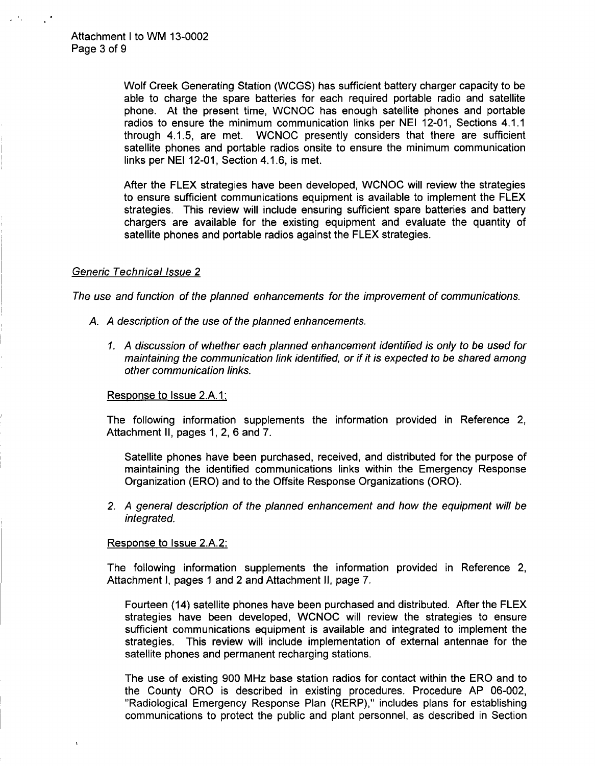Wolf Creek Generating Station (WCGS) has sufficient battery charger capacity to be able to charge the spare batteries for each required portable radio and satellite phone. At the present time, WCNOC has enough satellite phones and portable radios to ensure the minimum communication links per NEI 12-01, Sections 4.1.1 through 4.1.5, are met. WCNOC presently considers that there are sufficient satellite phones and portable radios onsite to ensure the minimum communication links per NEI 12-01, Section 4.1.6, is met.

After the FLEX strategies have been developed, WCNOC will review the strategies to ensure sufficient communications equipment is available to implement the FLEX strategies. This review will include ensuring sufficient spare batteries and battery chargers are available for the existing equipment and evaluate the quantity of satellite phones and portable radios against the FLEX strategies.

*Generic Technical Issue 2*

*The use and function of the planned enhancements for the improvement of communications.*

A. *A description of the use of the planned enhancements.*

   1. *A discussion of whether each planned enhancement identified is only to be used for maintaining the communication link identified, or if it is expected to be shared among other communication links.*

Response to Issue 2.A.1:

The following information supplements the information provided in Reference 2, Attachment II, pages 1, 2, 6 and 7.

Satellite phones have been purchased, received, and distributed for the purpose of maintaining the identified communications links within the Emergency Response Organization (ERO) and to the Offsite Response Organizations (ORO).

   2. *A general description of the planned enhancement and how the equipment will be integrated.*

Response to Issue 2.A.2:

The following information supplements the information provided in Reference 2, Attachment I, pages 1 and 2 and Attachment II, page 7.

Fourteen (14) satellite phones have been purchased and distributed. After the FLEX strategies have been developed, WCNOC will review the strategies to ensure sufficient communications equipment is available and integrated to implement the strategies. This review will include implementation of external antennae for the satellite phones and permanent recharging stations.

The use of existing 900 MHz base station radios for contact within the ERO and to the County ORO is described in existing procedures. Procedure AP 06-002, "Radiological Emergency Response Plan (RERP)," includes plans for establishing communications to protect the public and plant personnel, as described in Section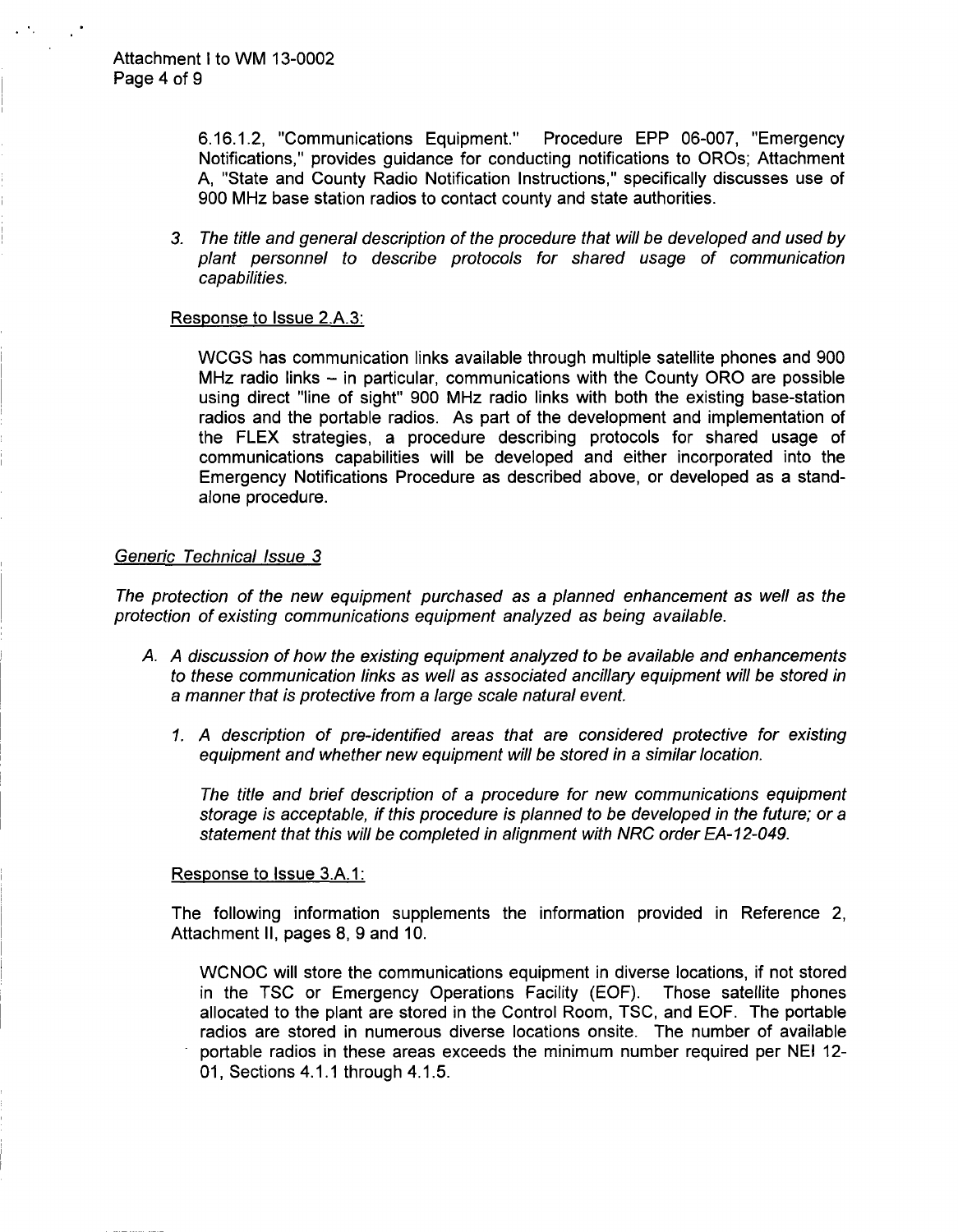6.16.1.2, "Communications Equipment." Procedure EPP 06-007, "Emergency Notifications," provides guidance for conducting notifications to OROs; Attachment A, "State and County Radio Notification Instructions," specifically discusses use of 900 MHz base station radios to contact county and state authorities.

3. *The title and general description of the procedure that will be developed and used by plant personnel to describe protocols for shared usage of communication capabilities.*

Response to Issue 2.A.3:

WCGS has communication links available through multiple satellite phones and 900 MHz radio links – in particular, communications with the County ORO are possible using direct "line of sight" 900 MHz radio links with both the existing base-station radios and the portable radios. As part of the development and implementation of the FLEX strategies, a procedure describing protocols for shared usage of communications capabilities will be developed and either incorporated into the Emergency Notifications Procedure as described above, or developed as a stand-alone procedure.

*Generic Technical Issue 3*

*The protection of the new equipment purchased as a planned enhancement as well as the protection of existing communications equipment analyzed as being available.*

A. *A discussion of how the existing equipment analyzed to be available and enhancements to these communication links as well as associated ancillary equipment will be stored in a manner that is protective from a large scale natural event.*

1. *A description of pre-identified areas that are considered protective for existing equipment and whether new equipment will be stored in a similar location.*

   *The title and brief description of a procedure for new communications equipment storage is acceptable, if this procedure is planned to be developed in the future; or a statement that this will be completed in alignment with NRC order EA-12-049.*

Response to Issue 3.A.1:

The following information supplements the information provided in Reference 2, Attachment II, pages 8, 9 and 10.

WCNOC will store the communications equipment in diverse locations, if not stored in the TSC or Emergency Operations Facility (EOF). Those satellite phones allocated to the plant are stored in the Control Room, TSC, and EOF. The portable radios are stored in numerous diverse locations onsite. The number of available portable radios in these areas exceeds the minimum number required per NEI 12-01, Sections 4.1.1 through 4.1.5.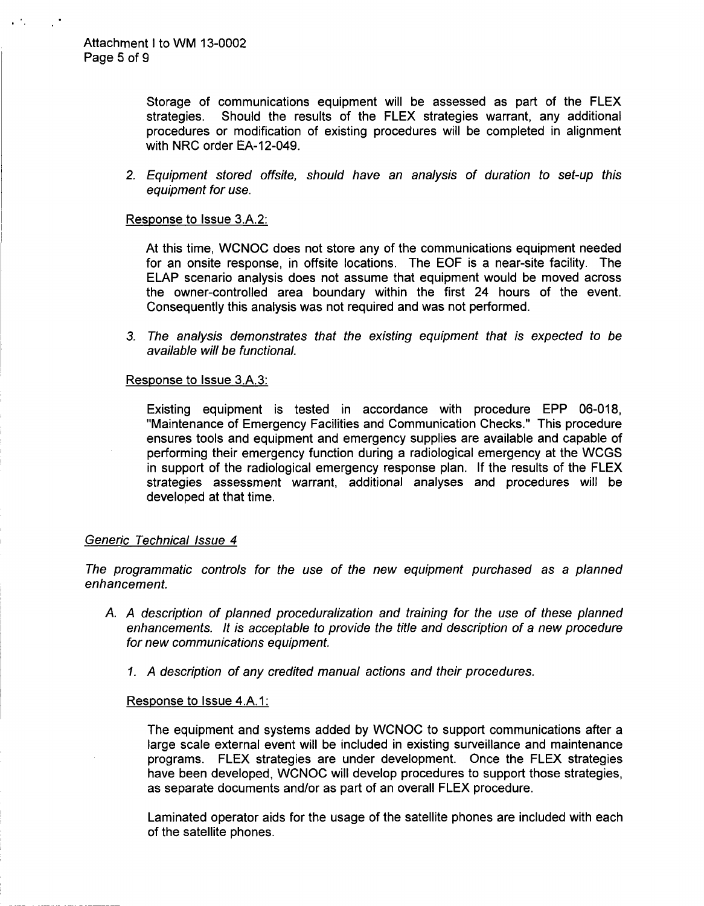Storage of communications equipment will be assessed as part of the FLEX strategies. Should the results of the FLEX strategies warrant, any additional procedures or modification of existing procedures will be completed in alignment with NRC order EA-12-049.

2. *Equipment stored offsite, should have an analysis of duration to set-up this equipment for use.*

Response to Issue 3.A.2:

At this time, WCNOC does not store any of the communications equipment needed for an onsite response, in offsite locations. The EOF is a near-site facility. The ELAP scenario analysis does not assume that equipment would be moved across the owner-controlled area boundary within the first 24 hours of the event. Consequently this analysis was not required and was not performed.

3. *The analysis demonstrates that the existing equipment that is expected to be available will be functional.*

Response to Issue 3.A.3:

Existing equipment is tested in accordance with procedure EPP 06-018, "Maintenance of Emergency Facilities and Communication Checks." This procedure ensures tools and equipment and emergency supplies are available and capable of performing their emergency function during a radiological emergency at the WCGS in support of the radiological emergency response plan. If the results of the FLEX strategies assessment warrant, additional analyses and procedures will be developed at that time.

*Generic Technical Issue 4*

*The programmatic controls for the use of the new equipment purchased as a planned enhancement.*

A. *A description of planned proceduralization and training for the use of these planned enhancements. It is acceptable to provide the title and description of a new procedure for new communications equipment.*

1. *A description of any credited manual actions and their procedures.*

Response to Issue 4.A.1:

The equipment and systems added by WCNOC to support communications after a large scale external event will be included in existing surveillance and maintenance programs. FLEX strategies are under development. Once the FLEX strategies have been developed, WCNOC will develop procedures to support those strategies, as separate documents and/or as part of an overall FLEX procedure.

Laminated operator aids for the usage of the satellite phones are included with each of the satellite phones.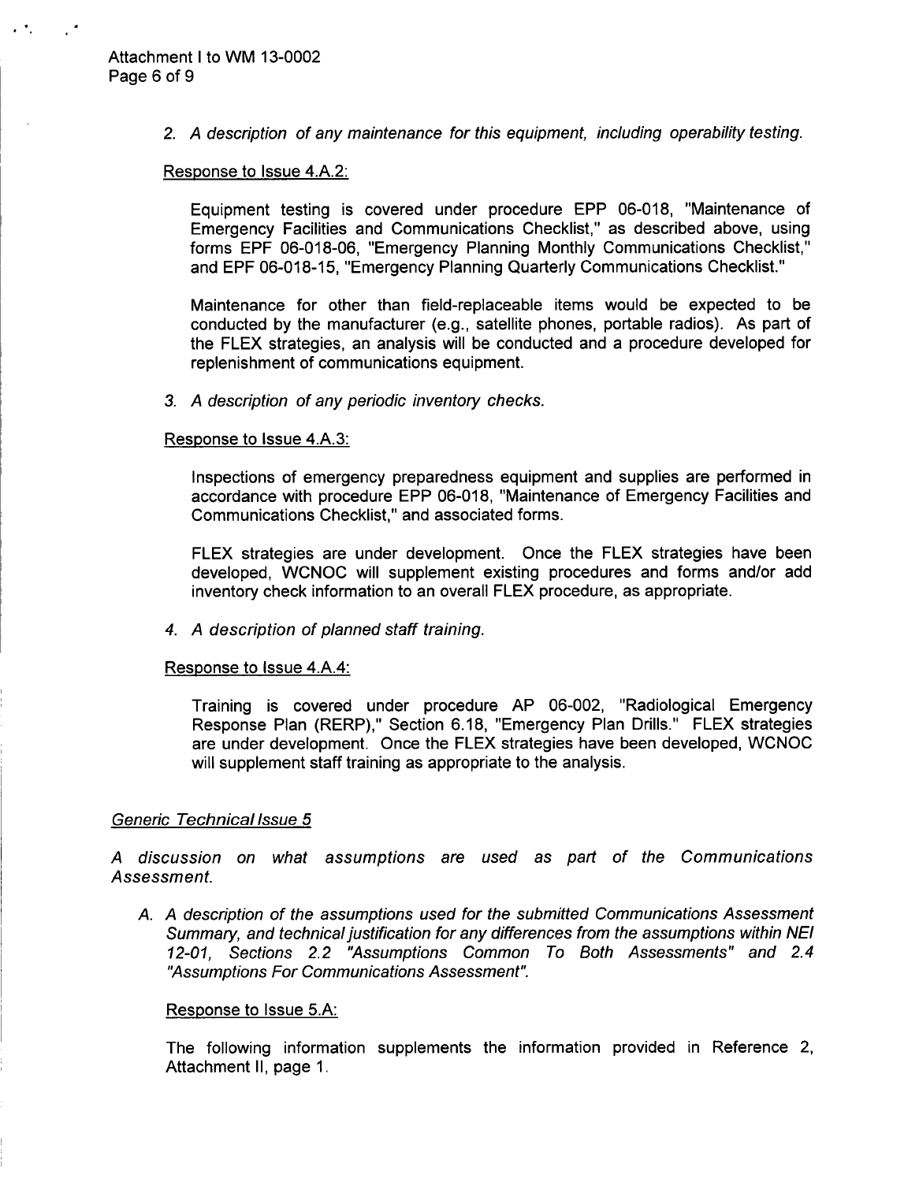2. *A description of any maintenance for this equipment, including operability testing.*

Response to Issue 4.A.2:

Equipment testing is covered under procedure EPP 06-018, "Maintenance of Emergency Facilities and Communications Checklist," as described above, using forms EPF 06-018-06, "Emergency Planning Monthly Communications Checklist," and EPF 06-018-15, "Emergency Planning Quarterly Communications Checklist."

Maintenance for other than field-replaceable items would be expected to be conducted by the manufacturer (e.g., satellite phones, portable radios). As part of the FLEX strategies, an analysis will be conducted and a procedure developed for replenishment of communications equipment.

3. *A description of any periodic inventory checks.*

Response to Issue 4.A.3:

Inspections of emergency preparedness equipment and supplies are performed in accordance with procedure EPP 06-018, "Maintenance of Emergency Facilities and Communications Checklist," and associated forms.

FLEX strategies are under development. Once the FLEX strategies have been developed, WCNOC will supplement existing procedures and forms and/or add inventory check information to an overall FLEX procedure, as appropriate.

4. *A description of planned staff training.*

Response to Issue 4.A.4:

Training is covered under procedure AP 06-002, "Radiological Emergency Response Plan (RERP)," Section 6.18, "Emergency Plan Drills." FLEX strategies are under development. Once the FLEX strategies have been developed, WCNOC will supplement staff training as appropriate to the analysis.

*Generic Technical Issue 5*

*A discussion on what assumptions are used as part of the Communications Assessment.*

A. *A description of the assumptions used for the submitted Communications Assessment Summary, and technical justification for any differences from the assumptions within NEI 12-01, Sections 2.2 "Assumptions Common To Both Assessments" and 2.4 "Assumptions For Communications Assessment".*

Response to Issue 5.A:

The following information supplements the information provided in Reference 2, Attachment II, page 1.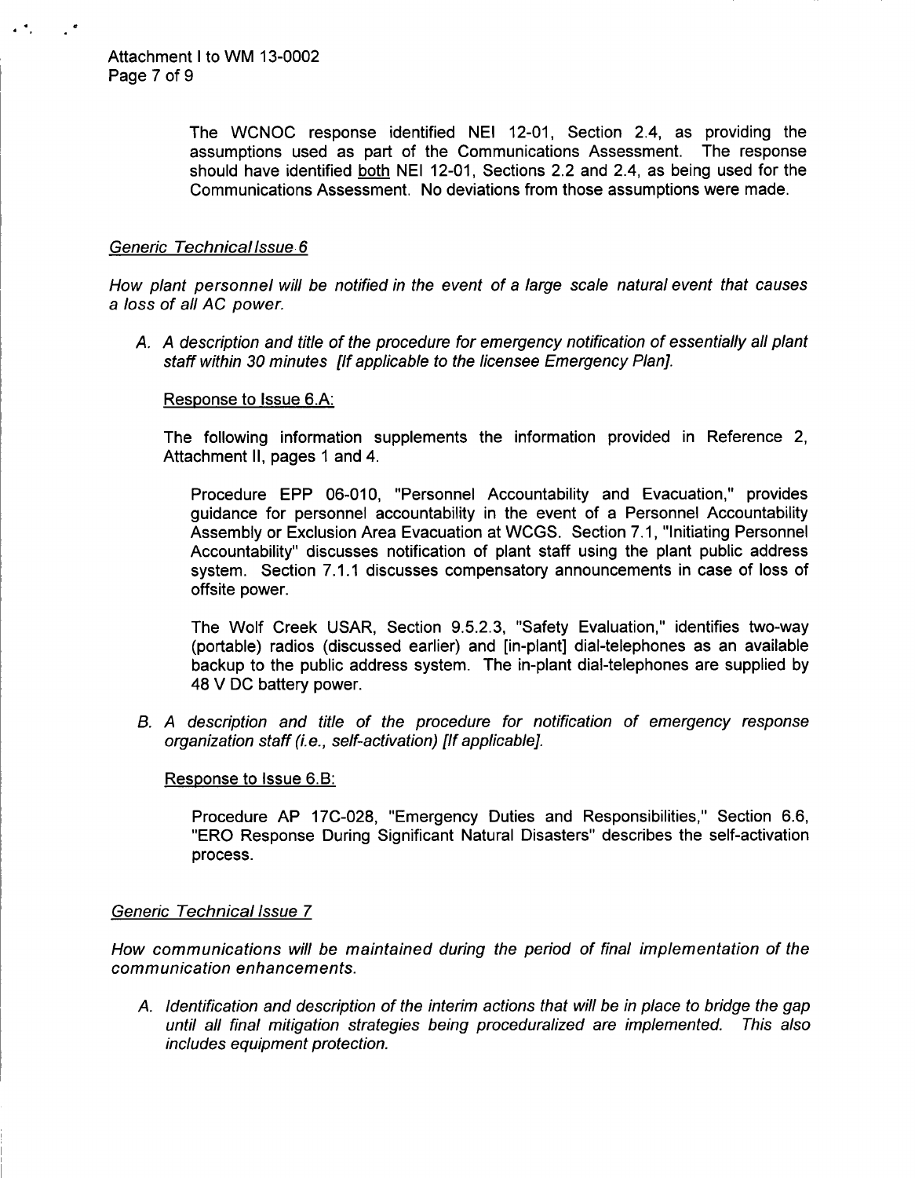The WCNOC response identified NEI 12-01, Section 2.4, as providing the assumptions used as part of the Communications Assessment. The response should have identified both NEI 12-01, Sections 2.2 and 2.4, as being used for the Communications Assessment. No deviations from those assumptions were made.

*Generic Technical Issue 6*

*How plant personnel will be notified in the event of a large scale natural event that causes a loss of all AC power.*

A. *A description and title of the procedure for emergency notification of essentially all plant staff within 30 minutes [If applicable to the licensee Emergency Plan].*

Response to Issue 6.A:

The following information supplements the information provided in Reference 2, Attachment II, pages 1 and 4.

Procedure EPP 06-010, "Personnel Accountability and Evacuation," provides guidance for personnel accountability in the event of a Personnel Accountability Assembly or Exclusion Area Evacuation at WCGS. Section 7.1, "Initiating Personnel Accountability" discusses notification of plant staff using the plant public address system. Section 7.1.1 discusses compensatory announcements in case of loss of offsite power.

The Wolf Creek USAR, Section 9.5.2.3, "Safety Evaluation," identifies two-way (portable) radios (discussed earlier) and [in-plant] dial-telephones as an available backup to the public address system. The in-plant dial-telephones are supplied by 48 V DC battery power.

B. *A description and title of the procedure for notification of emergency response organization staff (i.e., self-activation) [If applicable].*

Response to Issue 6.B:

Procedure AP 17C-028, "Emergency Duties and Responsibilities," Section 6.6, "ERO Response During Significant Natural Disasters" describes the self-activation process.

*Generic Technical Issue 7*

*How communications will be maintained during the period of final implementation of the communication enhancements.*

A. *Identification and description of the interim actions that will be in place to bridge the gap until all final mitigation strategies being proceduralized are implemented. This also includes equipment protection.*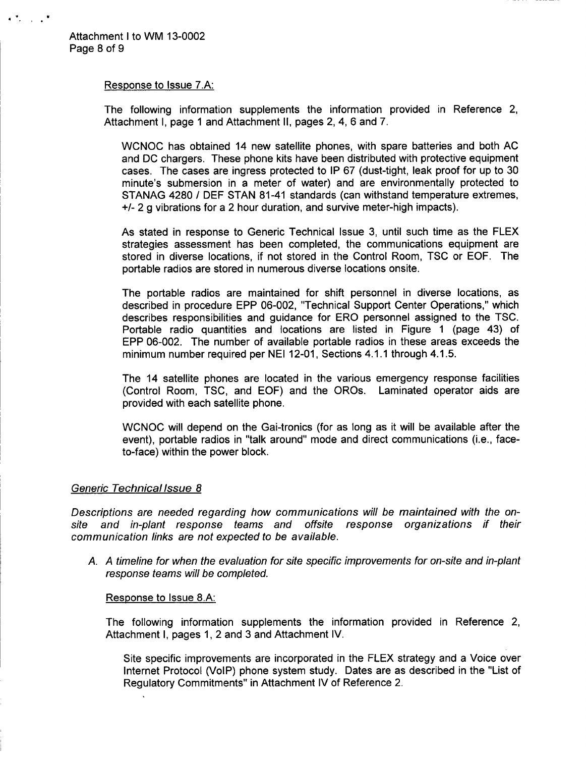Response to Issue 7.A:

The following information supplements the information provided in Reference 2, Attachment I, page 1 and Attachment II, pages 2, 4, 6 and 7.

WCNOC has obtained 14 new satellite phones, with spare batteries and both AC and DC chargers. These phone kits have been distributed with protective equipment cases. The cases are ingress protected to IP 67 (dust-tight, leak proof for up to 30 minute's submersion in a meter of water) and are environmentally protected to STANAG 4280 / DEF STAN 81-41 standards (can withstand temperature extremes, +/- 2 g vibrations for a 2 hour duration, and survive meter-high impacts).

As stated in response to Generic Technical Issue 3, until such time as the FLEX strategies assessment has been completed, the communications equipment are stored in diverse locations, if not stored in the Control Room, TSC or EOF. The portable radios are stored in numerous diverse locations onsite.

The portable radios are maintained for shift personnel in diverse locations, as described in procedure EPP 06-002, "Technical Support Center Operations," which describes responsibilities and guidance for ERO personnel assigned to the TSC. Portable radio quantities and locations are listed in Figure 1 (page 43) of EPP 06-002. The number of available portable radios in these areas exceeds the minimum number required per NEI 12-01, Sections 4.1.1 through 4.1.5.

The 14 satellite phones are located in the various emergency response facilities (Control Room, TSC, and EOF) and the OROs. Laminated operator aids are provided with each satellite phone.

WCNOC will depend on the Gai-tronics (for as long as it will be available after the event), portable radios in "talk around" mode and direct communications (i.e., face-to-face) within the power block.

*Generic Technical Issue 8*

*Descriptions are needed regarding how communications will be maintained with the on-site and in-plant response teams and offsite response organizations if their communication links are not expected to be available.*

A. *A timeline for when the evaluation for site specific improvements for on-site and in-plant response teams will be completed.*

Response to Issue 8.A:

The following information supplements the information provided in Reference 2, Attachment I, pages 1, 2 and 3 and Attachment IV.

Site specific improvements are incorporated in the FLEX strategy and a Voice over Internet Protocol (VoIP) phone system study. Dates are as described in the "List of Regulatory Commitments" in Attachment IV of Reference 2.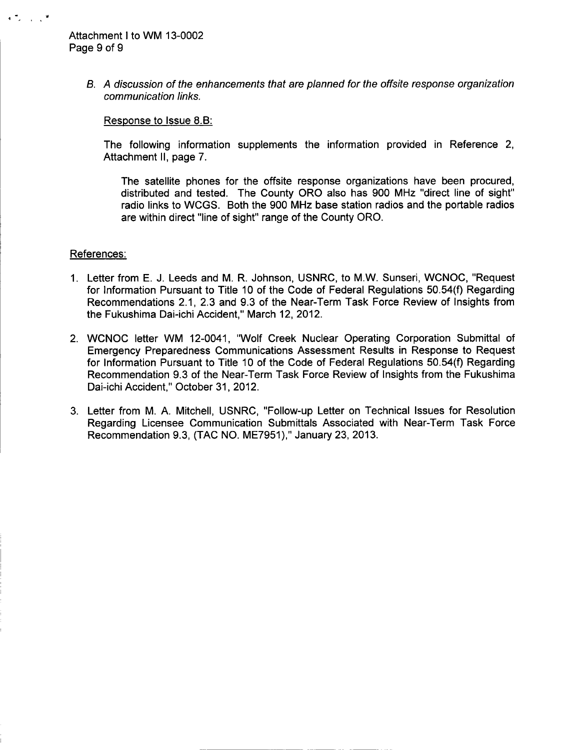*B. A discussion of the enhancements that are planned for the offsite response organization communication links.*

Response to Issue 8.B:

The following information supplements the information provided in Reference 2, Attachment II, page 7.

The satellite phones for the offsite response organizations have been procured, distributed and tested. The County ORO also has 900 MHz "direct line of sight" radio links to WCGS. Both the 900 MHz base station radios and the portable radios are within direct "line of sight" range of the County ORO.

References:

1. Letter from E. J. Leeds and M. R. Johnson, USNRC, to M.W. Sunseri, WCNOC, "Request for Information Pursuant to Title 10 of the Code of Federal Regulations 50.54(f) Regarding Recommendations 2.1, 2.3 and 9.3 of the Near-Term Task Force Review of Insights from the Fukushima Dai-ichi Accident," March 12, 2012.
2. WCNOC letter WM 12-0041, "Wolf Creek Nuclear Operating Corporation Submittal of Emergency Preparedness Communications Assessment Results in Response to Request for Information Pursuant to Title 10 of the Code of Federal Regulations 50.54(f) Regarding Recommendation 9.3 of the Near-Term Task Force Review of Insights from the Fukushima Dai-ichi Accident," October 31, 2012.
3. Letter from M. A. Mitchell, USNRC, "Follow-up Letter on Technical Issues for Resolution Regarding Licensee Communication Submittals Associated with Near-Term Task Force Recommendation 9.3, (TAC NO. ME7951)," January 23, 2013.